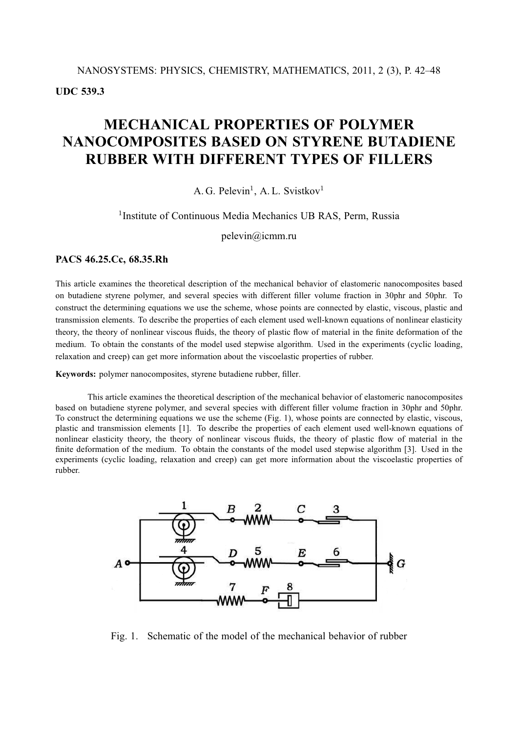UDC 539.3

# MECHANICAL PROPERTIES OF POLYMER NANOCOMPOSITES BASED ON STYRENE BUTADIENE RUBBER WITH DIFFERENT TYPES OF FILLERS

A. G. Pelevin[1], A. L. Svistkov[1]

[1]Institute of Continuous Media Mechanics UB RAS, Perm, Russia

pelevin@icmm.ru

**PACS 46.25.Cc, 68.35.Rh**

This article examines the theoretical description of the mechanical behavior of elastomeric nanocomposites based on butadiene styrene polymer, and several species with different filler volume fraction in 30phr and 50phr. To construct the determining equations we use the scheme, whose points are connected by elastic, viscous, plastic and transmission elements. To describe the properties of each element used well-known equations of nonlinear elasticity theory, the theory of nonlinear viscous fluids, the theory of plastic flow of material in the finite deformation of the medium. To obtain the constants of the model used stepwise algorithm. Used in the experiments (cyclic loading, relaxation and creep) can get more information about the viscoelastic properties of rubber.

**Keywords:** polymer nanocomposites, styrene butadiene rubber, filler.

This article examines the theoretical description of the mechanical behavior of elastomeric nanocomposites based on butadiene styrene polymer, and several species with different filler volume fraction in 30phr and 50phr. To construct the determining equations we use the scheme (Fig. 1), whose points are connected by elastic, viscous, plastic and transmission elements [1]. To describe the properties of each element used well-known equations of nonlinear elasticity theory, the theory of nonlinear viscous fluids, the theory of plastic flow of material in the finite deformation of the medium. To obtain the constants of the model used stepwise algorithm [3]. Used in the experiments (cyclic loading, relaxation and creep) can get more information about the viscoelastic properties of rubber.

Fig. 1. Schematic of the model of the mechanical behavior of rubber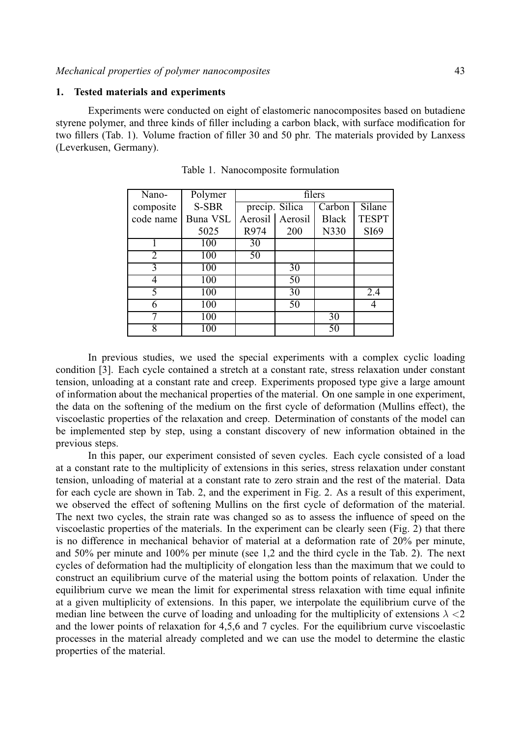## 1. Tested materials and experiments

Experiments were conducted on eight of elastomeric nanocomposites based on butadiene styrene polymer, and three kinds of filler including a carbon black, with surface modification for two fillers (Tab. 1). Volume fraction of filler 30 and 50 phr. The materials provided by Lanxess (Leverkusen, Germany).

Table 1. Nanocomposite formulation

| Nano- composite code name | Polymer S-SBR Buna VSL 5025 | filers | | | |
|---|---|---|---|---|---|
| | | precip. Silica | | Carbon Black N330 | Silane TESPT SI69 |
| | | Aerosil R974 | Aerosil 200 | | |
| 1 | 100 | 30 | | | |
| 2 | 100 | 50 | | | |
| 3 | 100 | | 30 | | |
| 4 | 100 | | 50 | | |
| 5 | 100 | | 30 | | 2.4 |
| 6 | 100 | | 50 | | 4 |
| 7 | 100 | | | 30 | |
| 8 | 100 | | | 50 | |

In previous studies, we used the special experiments with a complex cyclic loading condition [3]. Each cycle contained a stretch at a constant rate, stress relaxation under constant tension, unloading at a constant rate and creep. Experiments proposed type give a large amount of information about the mechanical properties of the material. On one sample in one experiment, the data on the softening of the medium on the first cycle of deformation (Mullins effect), the viscoelastic properties of the relaxation and creep. Determination of constants of the model can be implemented step by step, using a constant discovery of new information obtained in the previous steps.

In this paper, our experiment consisted of seven cycles. Each cycle consisted of a load at a constant rate to the multiplicity of extensions in this series, stress relaxation under constant tension, unloading of material at a constant rate to zero strain and the rest of the material. Data for each cycle are shown in Tab. 2, and the experiment in Fig. 2. As a result of this experiment, we observed the effect of softening Mullins on the first cycle of deformation of the material. The next two cycles, the strain rate was changed so as to assess the influence of speed on the viscoelastic properties of the materials. In the experiment can be clearly seen (Fig. 2) that there is no difference in mechanical behavior of material at a deformation rate of 20% per minute, and 50% per minute and 100% per minute (see 1,2 and the third cycle in the Tab. 2). The next cycles of deformation had the multiplicity of elongation less than the maximum that we could to construct an equilibrium curve of the material using the bottom points of relaxation. Under the equilibrium curve we mean the limit for experimental stress relaxation with time equal infinite at a given multiplicity of extensions. In this paper, we interpolate the equilibrium curve of the median line between the curve of loading and unloading for the multiplicity of extensions $\lambda < 2$ and the lower points of relaxation for 4,5,6 and 7 cycles. For the equilibrium curve viscoelastic processes in the material already completed and we can use the model to determine the elastic properties of the material.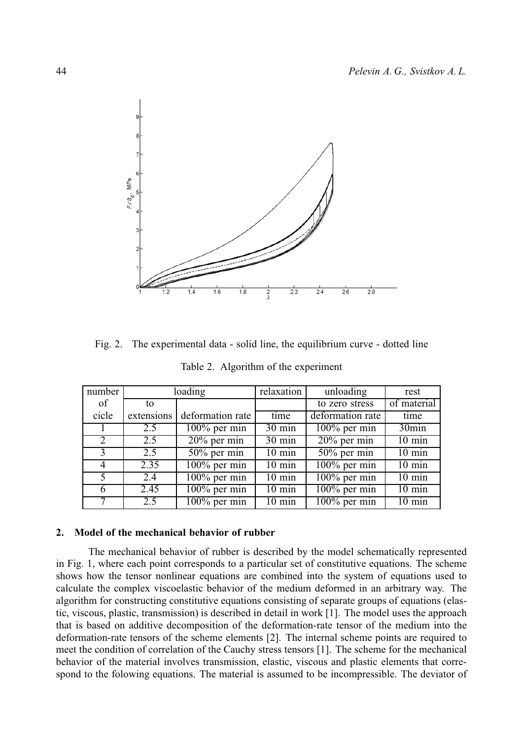Fig. 2. The experimental data - solid line, the equilibrium curve - dotted line

Table 2. Algorithm of the experiment

| number of cicle | loading | | relaxation | unloading | rest |
|---|---|---|---|---|---|
| | to extensions | deformation rate | time | to zero stress deformation rate | of material time |
| 1 | 2.5 | 100% per min | 30 min | 100% per min | 30min |
| 2 | 2.5 | 20% per min | 30 min | 20% per min | 10 min |
| 3 | 2.5 | 50% per min | 10 min | 50% per min | 10 min |
| 4 | 2.35 | 100% per min | 10 min | 100% per min | 10 min |
| 5 | 2.4 | 100% per min | 10 min | 100% per min | 10 min |
| 6 | 2.45 | 100% per min | 10 min | 100% per min | 10 min |
| 7 | 2.5 | 100% per min | 10 min | 100% per min | 10 min |

## 2. Model of the mechanical behavior of rubber

The mechanical behavior of rubber is described by the model schematically represented in Fig. 1, where each point corresponds to a particular set of constitutive equations. The scheme shows how the tensor nonlinear equations are combined into the system of equations used to calculate the complex viscoelastic behavior of the medium deformed in an arbitrary way. The algorithm for constructing constitutive equations consisting of separate groups of equations (elastic, viscous, plastic, transmission) is described in detail in work [1]. The model uses the approach that is based on additive decomposition of the deformation-rate tensor of the medium into the deformation-rate tensors of the scheme elements [2]. The internal scheme points are required to meet the condition of correlation of the Cauchy stress tensors [1]. The scheme for the mechanical behavior of the material involves transmission, elastic, viscous and plastic elements that correspond to the folowing equations. The material is assumed to be incompressible. The deviator of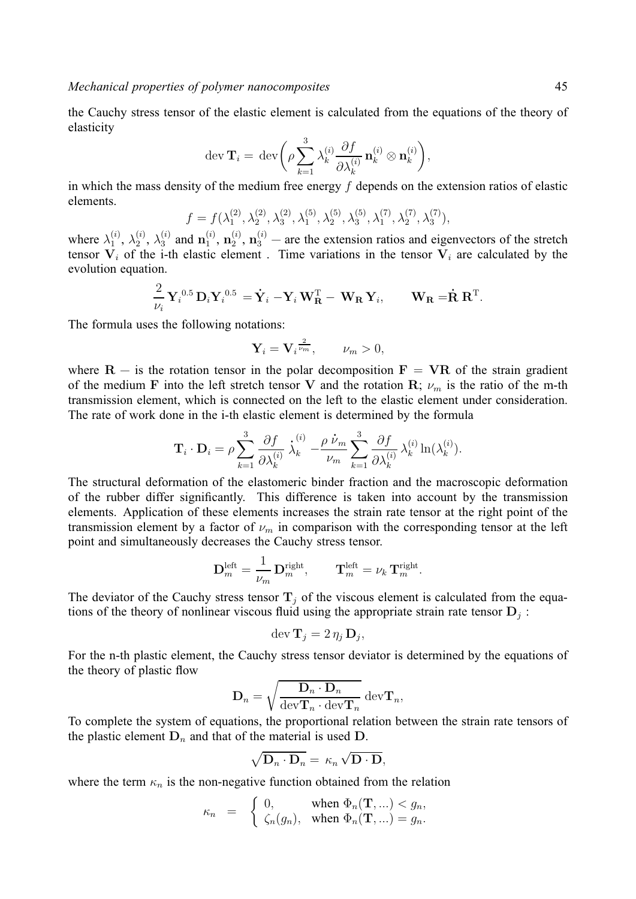the Cauchy stress tensor of the elastic element is calculated from the equations of the theory of elasticity

$$\operatorname{dev}\mathbf{T}_i = \operatorname{dev}\bigg(\rho\sum_{k=1}^{3}\lambda_k^{(i)}\frac{\partial f}{\partial\lambda_k^{(i)}}\,\mathbf{n}_k^{(i)}\otimes\mathbf{n}_k^{(i)}\bigg),$$

in which the mass density of the medium free energy $f$ depends on the extension ratios of elastic elements.

$$f = f(\lambda_1^{(2)},\lambda_2^{(2)},\lambda_3^{(2)},\lambda_1^{(5)},\lambda_2^{(5)},\lambda_3^{(5)},\lambda_1^{(7)},\lambda_2^{(7)},\lambda_3^{(7)}),$$

where $\lambda_1^{(i)}$, $\lambda_2^{(i)}$, $\lambda_3^{(i)}$ and $\mathbf{n}_1^{(i)}$, $\mathbf{n}_2^{(i)}$, $\mathbf{n}_3^{(i)}$ – are the extension ratios and eigenvectors of the stretch tensor $\mathbf{V}_i$ of the i-th elastic element . Time variations in the tensor $\mathbf{V}_i$ are calculated by the evolution equation.

$$\frac{2}{\nu_i}\,\mathbf{Y}_i^{\,0.5}\,\mathbf{D}_i\mathbf{Y}_i^{\,0.5} = \dot{\mathbf{Y}}_i - \mathbf{Y}_i\,\mathbf{W}_{\mathbf{R}}^{\mathrm{T}} - \mathbf{W}_{\mathbf{R}}\,\mathbf{Y}_i, \qquad \mathbf{W}_{\mathbf{R}} = \dot{\mathbf{R}}\,\mathbf{R}^{\mathrm{T}}.$$

The formula uses the following notations:

$$\mathbf{Y}_i = \mathbf{V}_i^{\frac{2}{\nu_m}}, \qquad \nu_m > 0,$$

where $\mathbf{R}$ – is the rotation tensor in the polar decomposition $\mathbf{F} = \mathbf{V}\mathbf{R}$ of the strain gradient of the medium $\mathbf{F}$ into the left stretch tensor $\mathbf{V}$ and the rotation $\mathbf{R}$; $\nu_m$ is the ratio of the m-th transmission element, which is connected on the left to the elastic element under consideration. The rate of work done in the i-th elastic element is determined by the formula

$$\mathbf{T}_i\cdot\mathbf{D}_i = \rho\sum_{k=1}^{3}\frac{\partial f}{\partial\lambda_k^{(i)}}\,\dot{\lambda}_k^{(i)} - \frac{\rho\,\dot{\nu}_m}{\nu_m}\sum_{k=1}^{3}\frac{\partial f}{\partial\lambda_k^{(i)}}\,\lambda_k^{(i)}\ln(\lambda_k^{(i)}).$$

The structural deformation of the elastomeric binder fraction and the macroscopic deformation of the rubber differ significantly. This difference is taken into account by the transmission elements. Application of these elements increases the strain rate tensor at the right point of the transmission element by a factor of $\nu_m$ in comparison with the corresponding tensor at the left point and simultaneously decreases the Cauchy stress tensor.

$$\mathbf{D}_m^{\mathrm{left}} = \frac{1}{\nu_m}\,\mathbf{D}_m^{\mathrm{right}}, \qquad \mathbf{T}_m^{\mathrm{left}} = \nu_k\,\mathbf{T}_m^{\mathrm{right}}.$$

The deviator of the Cauchy stress tensor $\mathbf{T}_j$ of the viscous element is calculated from the equations of the theory of nonlinear viscous fluid using the appropriate strain rate tensor $\mathbf{D}_j$ :

$$\operatorname{dev}\mathbf{T}_j = 2\,\eta_j\,\mathbf{D}_j,$$

For the n-th plastic element, the Cauchy stress tensor deviator is determined by the equations of the theory of plastic flow

$$\mathbf{D}_n = \sqrt{\frac{\mathbf{D}_n\cdot\mathbf{D}_n}{\operatorname{dev}\mathbf{T}_n\cdot\operatorname{dev}\mathbf{T}_n}}\,\operatorname{dev}\mathbf{T}_n,$$

To complete the system of equations, the proportional relation between the strain rate tensors of the plastic element $\mathbf{D}_n$ and that of the material is used $\mathbf{D}$.

$$\sqrt{\mathbf{D}_n\cdot\mathbf{D}_n} = \kappa_n\sqrt{\mathbf{D}\cdot\mathbf{D}},$$

where the term $\kappa_n$ is the non-negative function obtained from the relation

$$\kappa_n = \begin{cases} 0, & \text{when } \Phi_n(\mathbf{T},\ldots) < g_n, \\ \zeta_n(g_n), & \text{when } \Phi_n(\mathbf{T},\ldots) = g_n. \end{cases}$$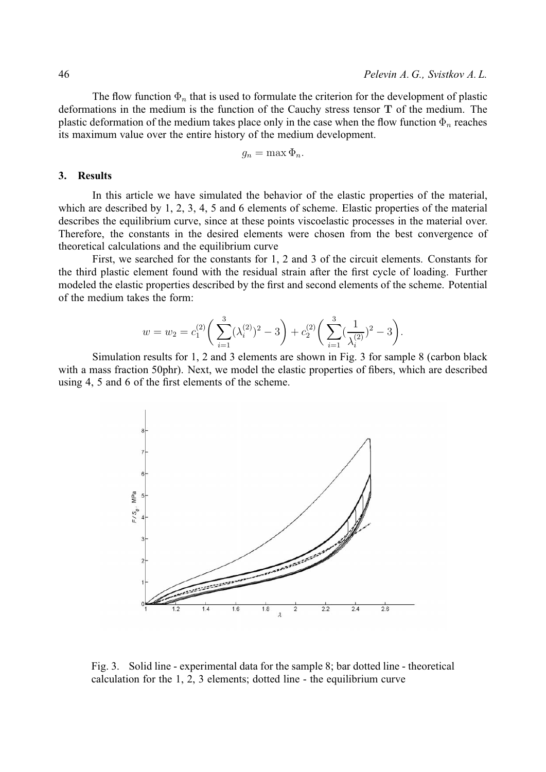The flow function $\Phi_n$ that is used to formulate the criterion for the development of plastic deformations in the medium is the function of the Cauchy stress tensor $\mathbf{T}$ of the medium. The plastic deformation of the medium takes place only in the case when the flow function $\Phi_n$ reaches its maximum value over the entire history of the medium development.

$$g_n = \max \Phi_n.$$

## 3. Results

In this article we have simulated the behavior of the elastic properties of the material, which are described by 1, 2, 3, 4, 5 and 6 elements of scheme. Elastic properties of the material describes the equilibrium curve, since at these points viscoelastic processes in the material over. Therefore, the constants in the desired elements were chosen from the best convergence of theoretical calculations and the equilibrium curve

First, we searched for the constants for 1, 2 and 3 of the circuit elements. Constants for the third plastic element found with the residual strain after the first cycle of loading. Further modeled the elastic properties described by the first and second elements of the scheme. Potential of the medium takes the form:

$$w = w_2 = c_1^{(2)}\bigg(\sum_{i=1}^{3}(\lambda_i^{(2)})^2 - 3\bigg) + c_2^{(2)}\bigg(\sum_{i=1}^{3}(\frac{1}{\lambda_i^{(2)}})^2 - 3\bigg).$$

Simulation results for 1, 2 and 3 elements are shown in Fig. 3 for sample 8 (carbon black with a mass fraction 50phr). Next, we model the elastic properties of fibers, which are described using 4, 5 and 6 of the first elements of the scheme.

Fig. 3. Solid line - experimental data for the sample 8; bar dotted line - theoretical calculation for the 1, 2, 3 elements; dotted line - the equilibrium curve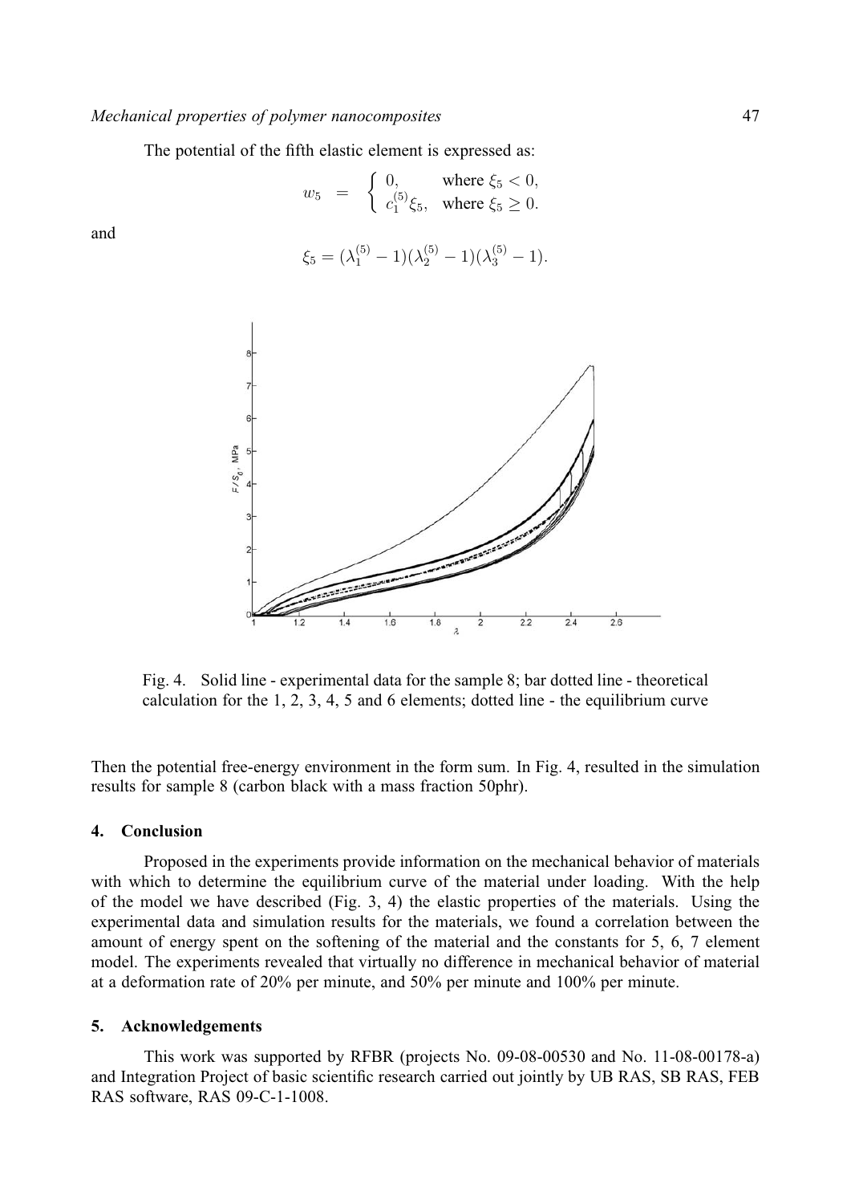The potential of the fifth elastic element is expressed as:

$$w_5 = \begin{cases} 0, & \text{where } \xi_5 < 0, \\ c_1^{(5)}\xi_5, & \text{where } \xi_5 \geq 0. \end{cases}$$

and

$$\xi_5 = (\lambda_1^{(5)} - 1)(\lambda_2^{(5)} - 1)(\lambda_3^{(5)} - 1).$$

Fig. 4. Solid line - experimental data for the sample 8; bar dotted line - theoretical calculation for the 1, 2, 3, 4, 5 and 6 elements; dotted line - the equilibrium curve

Then the potential free-energy environment in the form sum. In Fig. 4, resulted in the simulation results for sample 8 (carbon black with a mass fraction 50phr).

## 4. Conclusion

Proposed in the experiments provide information on the mechanical behavior of materials with which to determine the equilibrium curve of the material under loading. With the help of the model we have described (Fig. 3, 4) the elastic properties of the materials. Using the experimental data and simulation results for the materials, we found a correlation between the amount of energy spent on the softening of the material and the constants for 5, 6, 7 element model. The experiments revealed that virtually no difference in mechanical behavior of material at a deformation rate of 20% per minute, and 50% per minute and 100% per minute.

## 5. Acknowledgements

This work was supported by RFBR (projects No. 09-08-00530 and No. 11-08-00178-a) and Integration Project of basic scientific research carried out jointly by UB RAS, SB RAS, FEB RAS software, RAS 09-C-1-1008.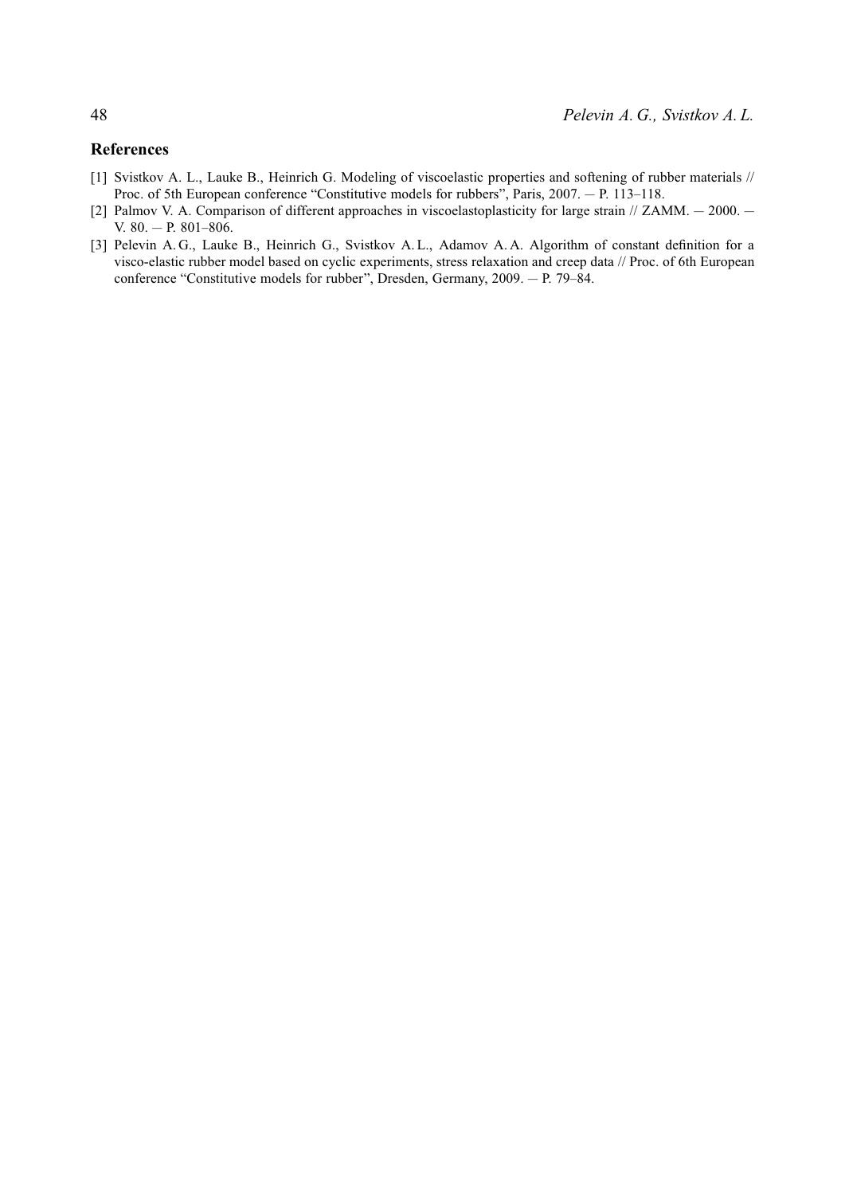## References

[1] Svistkov A. L., Lauke B., Heinrich G. Modeling of viscoelastic properties and softening of rubber materials // Proc. of 5th European conference "Constitutive models for rubbers", Paris, 2007. — P. 113–118.

[2] Palmov V. A. Comparison of different approaches in viscoelastoplasticity for large strain // ZAMM. — 2000. — V. 80. — P. 801–806.

[3] Pelevin A. G., Lauke B., Heinrich G., Svistkov A. L., Adamov A. A. Algorithm of constant definition for a visco-elastic rubber model based on cyclic experiments, stress relaxation and creep data // Proc. of 6th European conference "Constitutive models for rubber", Dresden, Germany, 2009. — P. 79–84.